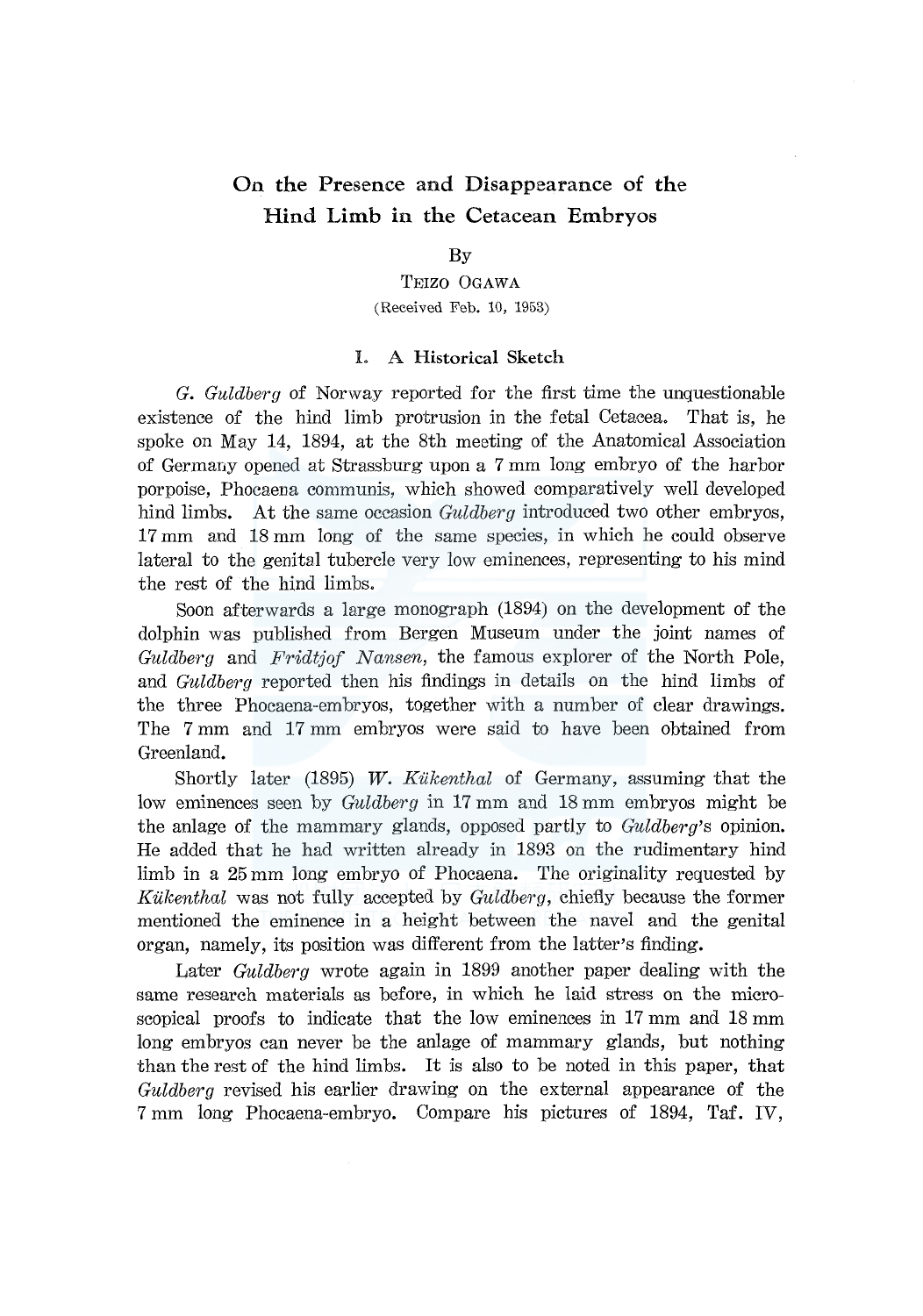# On the Presence and Disappearance of the Hind Limb in the Cetacean Embryos

By

TEIZO OGAWA

(Received Feb. 10, 1953)

## I. A Historical Sketch

*G. Guldberg* of Norway reported for the first time the unquestionable existence of the hind limb protrusion in the fetal Cetacea. That is, he spoke on May 14, 1894, at the 8th meeting of the Anatomical Association of Germany opened at Strassburg upon a 7 mm long embryo of the harbor porpoise, Phocaena communis, which showed comparatively well developed hind limbs. At the same occasion *Guldberg* introduced two other embryos, 17 mm and 18 mm long of the same species, in which he could observe lateral to the genital tubercle very low eminences, representing to his mind the rest of the hind limbs.

Soon afterwards a large monograph (1894) on the development of the dolphin was published from Bergen Museum under the joint names of *Guldberg* and *Fridtjof Nansen*, the famous explorer of the North Pole, and *Guldberg* reported then his findings in details on the hind limbs of the three Phocaena-embryos, together with a number of clear drawings. The 7 mm and 17 mm embryos were said to have been obtained from Greenland.

Shortly later (1895) *W. Kükenthal* of Germany, assuming that the low eminences seen by *Guldberg* in 17 mm and 18 mm embryos might be the anlage of the mammary glands, opposed partly to *Guldberg*'s opinion. He added that he had written already in 1893 on the rudimentary hind limb in a 25 mm long embryo of Phocaena. The originality requested by *Kükenthal* was not fully accepted by *Guldberg*, chiefly because the former mentioned the eminence in a height between the navel and the genital organ, namely, its position was different from the latter's finding.

Later *Guldberg* wrote again in 1899 another paper dealing with the same research materials as before, in which he laid stress on the microscopical proofs to indicate that the low eminences in 17 mm and 18 mm long embryos can never be the anlage of mammary glands, but nothing than the rest of the hind limbs. It is also to be noted in this paper, that *Guldberg* revised his earlier drawing on the external appearance of the 7 mm long Phocaena-embryo. Compare his pictures of 1894, Taf. IV,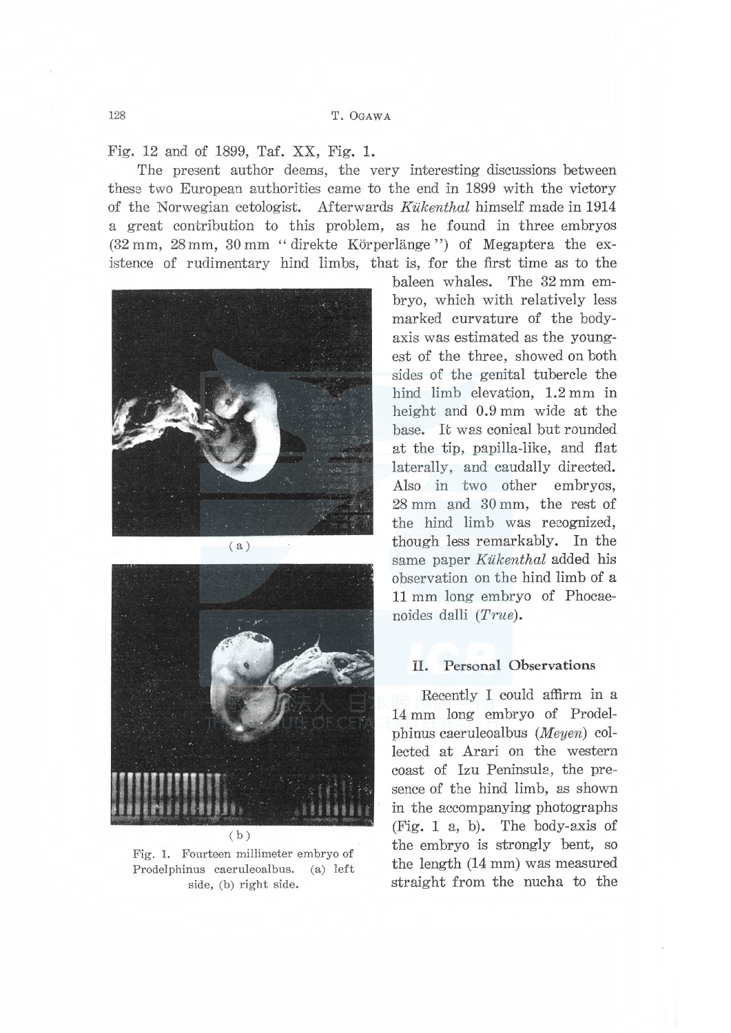Fig. 12 and of 1899, Taf. XX, Fig. 1.

The present author deems, the very interesting discussions between these two European authorities came to the end in 1899 with the victory of the Norwegian cetologist. Afterwards *Kükenthal* himself made in 1914 a great contribution to this problem, as he found in three embryos (32 mm, 28 mm, 30 mm "direkte Körperlänge") of Megaptera the existence of rudimentary hind limbs, that is, for the first time as to the baleen whales. The 32 mm embryo, which with relatively less marked curvature of the body-axis was estimated as the youngest of the three, showed on both sides of the genital tubercle the hind limb elevation, 1.2 mm in height and 0.9 mm wide at the base. It was conical but rounded at the tip, papilla-like, and flat laterally, and caudally directed. Also in two other embryos, 28 mm and 30 mm, the rest of the hind limb was recognized, though less remarkably. In the same paper *Kükenthal* added his observation on the hind limb of a 11 mm long embryo of Phocaenoides dalli (*True*).

(a)

(b)

Fig. 1. Fourteen millimeter embryo of Prodelphinus caeruleoalbus. (a) left side, (b) right side.

## II. Personal Observations

Recently I could affirm in a 14 mm long embryo of Prodelphinus caeruleoalbus (*Meyen*) collected at Arari on the western coast of Izu Peninsula, the presence of the hind limb, as shown in the accompanying photographs (Fig. 1 a, b). The body-axis of the embryo is strongly bent, so the length (14 mm) was measured straight from the nucha to the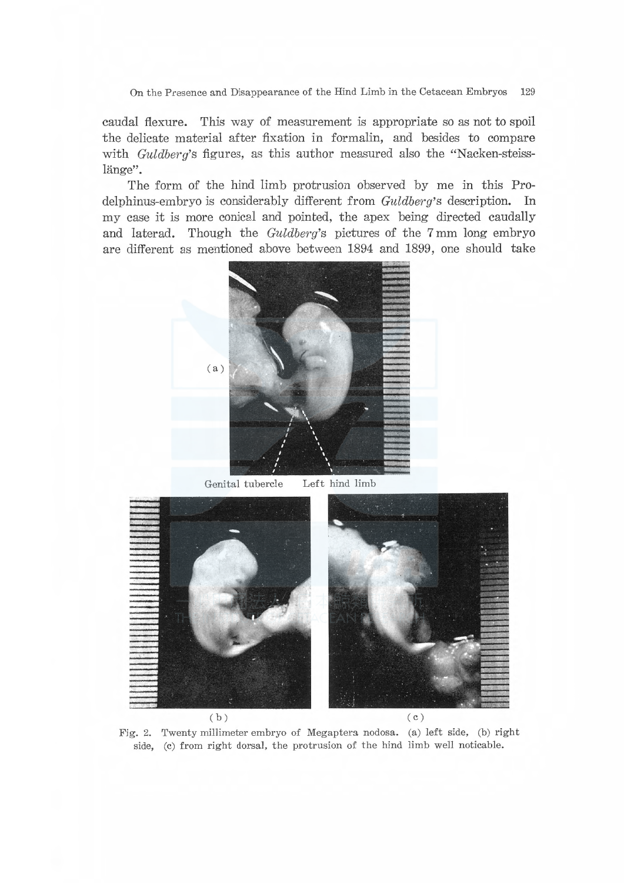caudal flexure. This way of measurement is appropriate so as not to spoil the delicate material after fixation in formalin, and besides to compare with *Guldberg*'s figures, as this author measured also the "Nacken-steiss-länge".

The form of the hind limb protrusion observed by me in this Prodelphinus-embryo is considerably different from *Guldberg*'s description. In my case it is more conical and pointed, the apex being directed caudally and laterad. Though the *Guldberg*'s pictures of the 7 mm long embryo are different as mentioned above between 1894 and 1899, one should take

(a)

Genital tubercle Left hind limb

(b) (c)

Fig. 2. Twenty millimeter embryo of Megaptera nodosa. (a) left side, (b) right side, (c) from right dorsal, the protrusion of the hind limb well noticable.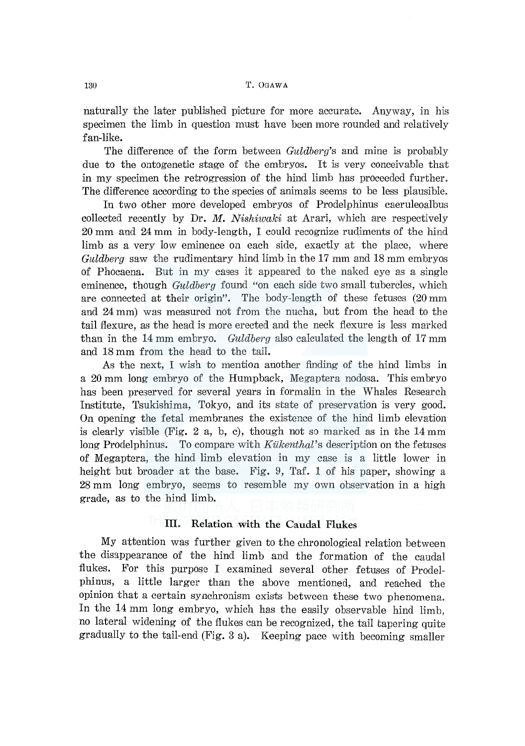naturally the later published picture for more accurate. Anyway, in his specimen the limb in question must have been more rounded and relatively fan-like.

The difference of the form between *Guldberg*'s and mine is probably due to the ontogenetic stage of the embryos. It is very conceivable that in my specimen the retrogression of the hind limb has proceeded further. The difference according to the species of animals seems to be less plausible.

In two other more developed embryos of Prodelphinus caeruleoalbus collected recently by Dr. *M. Nishiwaki* at Arari, which are respectively 20 mm and 24 mm in body-length, I could recognize rudiments of the hind limb as a very low eminence on each side, exactly at the place, where *Guldberg* saw the rudimentary hind limb in the 17 mm and 18 mm embryos of Phocaena. But in my cases it appeared to the naked eye as a single eminence, though *Guldberg* found "on each side two small tubercles, which are connected at their origin". The body-length of these fetuses (20 mm and 24 mm) was measured not from the nucha, but from the head to the tail flexure, as the head is more erected and the neck flexure is less marked than in the 14 mm embryo. *Guldberg* also calculated the length of 17 mm and 18 mm from the head to the tail.

As the next, I wish to mention another finding of the hind limbs in a 20 mm long embryo of the Humpback, Megaptera nodosa. This embryo has been preserved for several years in formalin in the Whales Research Institute, Tsukishima, Tokyo, and its state of preservation is very good. On opening the fetal membranes the existence of the hind limb elevation is clearly visible (Fig. 2 a, b, c), though not so marked as in the 14 mm long Prodelphinus. To compare with *Kükenthal*'s description on the fetuses of Megaptera, the hind limb elevation in my case is a little lower in height but broader at the base. Fig. 9, Taf. 1 of his paper, showing a 28 mm long embryo, seems to resemble my own observation in a high grade, as to the hind limb.

## III. Relation with the Caudal Flukes

My attention was further given to the chronological relation between the disappearance of the hind limb and the formation of the caudal flukes. For this purpose I examined several other fetuses of Prodelphinus, a little larger than the above mentioned, and reached the opinion that a certain synchronism exists between these two phenomena. In the 14 mm long embryo, which has the easily observable hind limb, no lateral widening of the flukes can be recognized, the tail tapering quite gradually to the tail-end (Fig. 3 a). Keeping pace with becoming smaller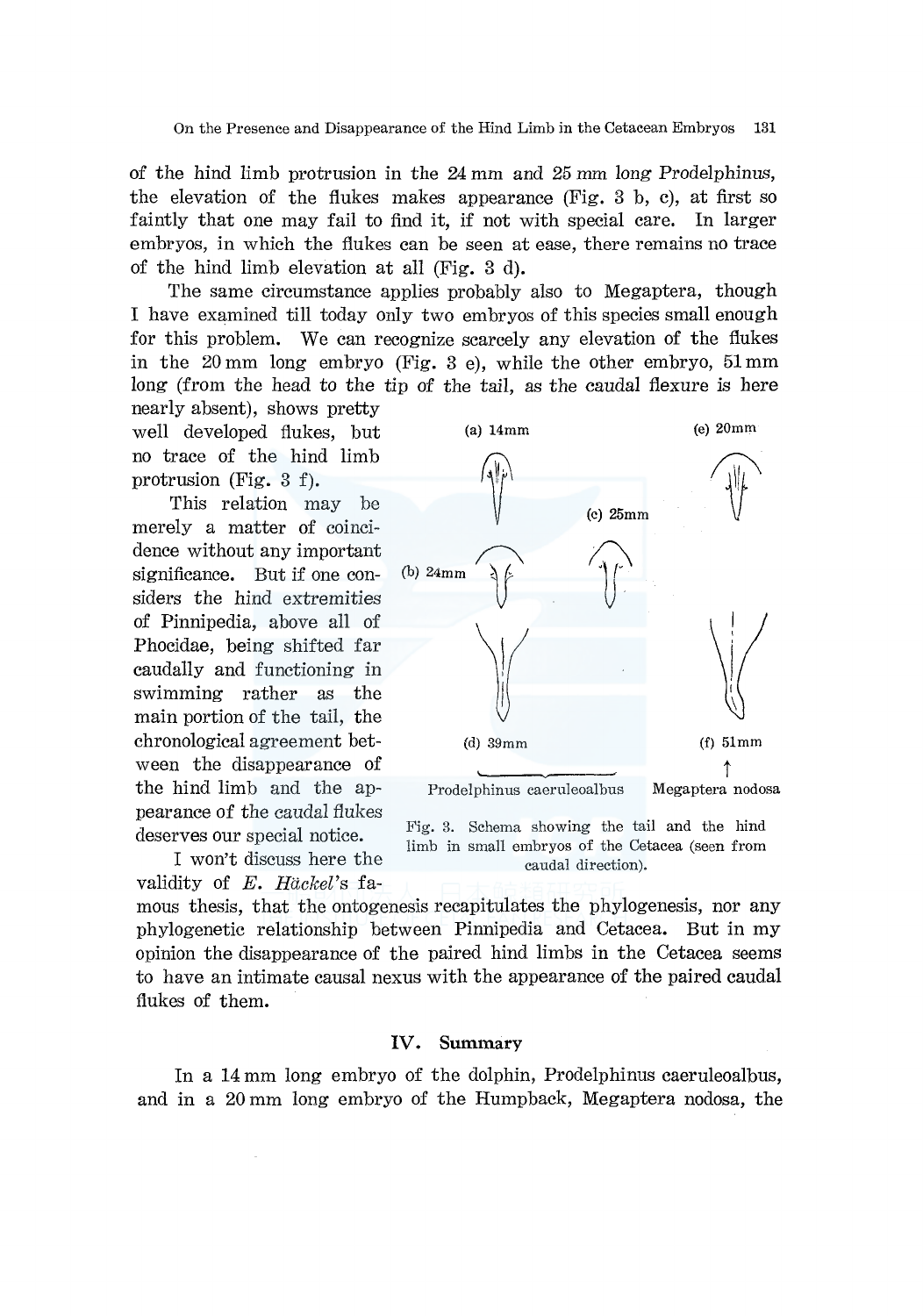of the hind limb protrusion in the 24 mm and 25 mm long Prodelphinus, the elevation of the flukes makes appearance (Fig. 3 b, c), at first so faintly that one may fail to find it, if not with special care. In larger embryos, in which the flukes can be seen at ease, there remains no trace of the hind limb elevation at all (Fig. 3 d).

The same circumstance applies probably also to Megaptera, though I have examined till today only two embryos of this species small enough for this problem. We can recognize scarcely any elevation of the flukes in the 20 mm long embryo (Fig. 3 e), while the other embryo, 51 mm long (from the head to the tip of the tail, as the caudal flexure is here nearly absent), shows pretty well developed flukes, but no trace of the hind limb protrusion (Fig. 3 f).

This relation may be merely a matter of coincidence without any important significance. But if one considers the hind extremities of Pinnipedia, above all of Phocidae, being shifted far caudally and functioning in swimming rather as the main portion of the tail, the chronological agreement between the disappearance of the hind limb and the appearance of the caudal flukes deserves our special notice.

Fig. 3. Schema showing the tail and the hind limb in small embryos of the Cetacea (seen from caudal direction). (a) 14mm, (b) 24mm, (c) 25mm, (d) 39mm: Prodelphinus caeruleoalbus; (e) 20mm, (f) 51mm: Megaptera nodosa.

I won't discuss here the validity of *E. Häckel*'s famous thesis, that the ontogenesis recapitulates the phylogenesis, nor any phylogenetic relationship between Pinnipedia and Cetacea. But in my opinion the disappearance of the paired hind limbs in the Cetacea seems to have an intimate causal nexus with the appearance of the paired caudal flukes of them.

## IV. Summary

In a 14 mm long embryo of the dolphin, Prodelphinus caeruleoalbus, and in a 20 mm long embryo of the Humpback, Megaptera nodosa, the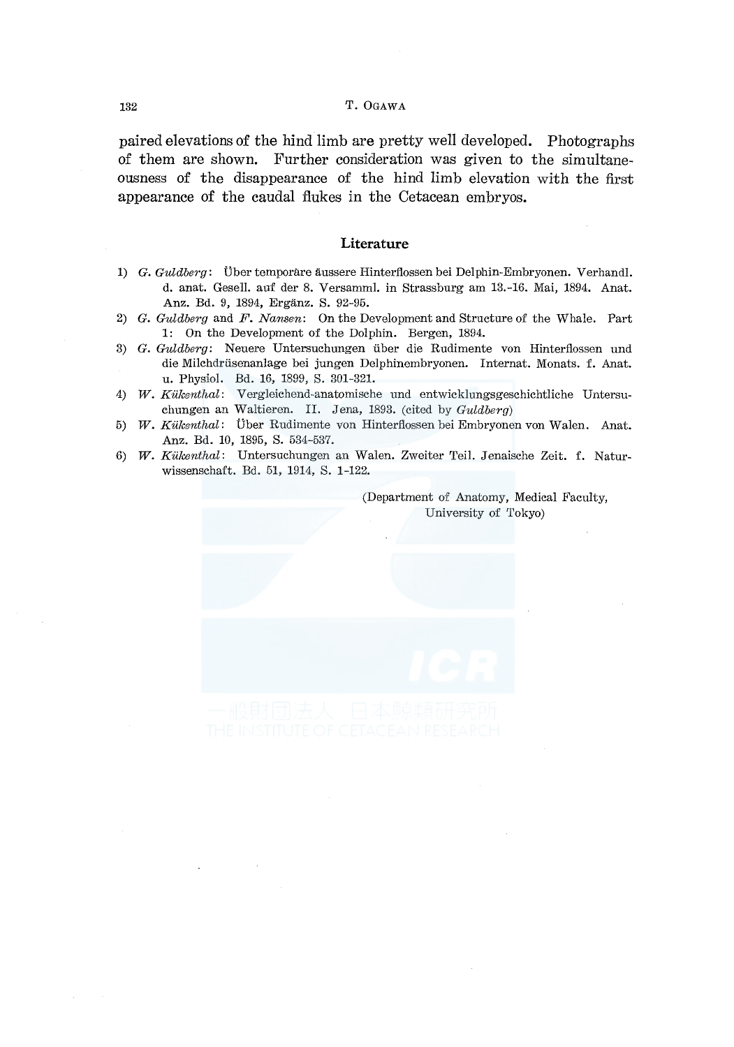paired elevations of the hind limb are pretty well developed. Photographs of them are shown. Further consideration was given to the simultaneousness of the disappearance of the hind limb elevation with the first appearance of the caudal flukes in the Cetacean embryos.

## Literature

1) *G. Guldberg*: Über temporäre äussere Hinterflossen bei Delphin-Embryonen. Verhandl. d. anat. Gesell. auf der 8. Versamml. in Strassburg am 13.-16. Mai, 1894. Anat. Anz. Bd. 9, 1894, Ergänz. S. 92-95.
2) *G. Guldberg* and *F. Nansen*: On the Development and Structure of the Whale. Part 1: On the Development of the Dolphin. Bergen, 1894.
3) *G. Guldberg*: Neuere Untersuchungen über die Rudimente von Hinterflossen und die Milchdrüsenanlage bei jungen Delphinembryonen. Internat. Monats. f. Anat. u. Physiol. Bd. 16, 1899, S. 301-321.
4) *W. Kükenthal*: Vergleichend-anatomische und entwicklungsgeschichtliche Untersuchungen an Waltieren. II. Jena, 1893. (cited by *Guldberg*)
5) *W. Kükenthal*: Über Rudimente von Hinterflossen bei Embryonen von Walen. Anat. Anz. Bd. 10, 1895, S. 534-537.
6) *W. Kükenthal*: Untersuchungen an Walen. Zweiter Teil. Jenaische Zeit. f. Naturwissenschaft. Bd. 51, 1914, S. 1-122.

(Department of Anatomy, Medical Faculty, University of Tokyo)